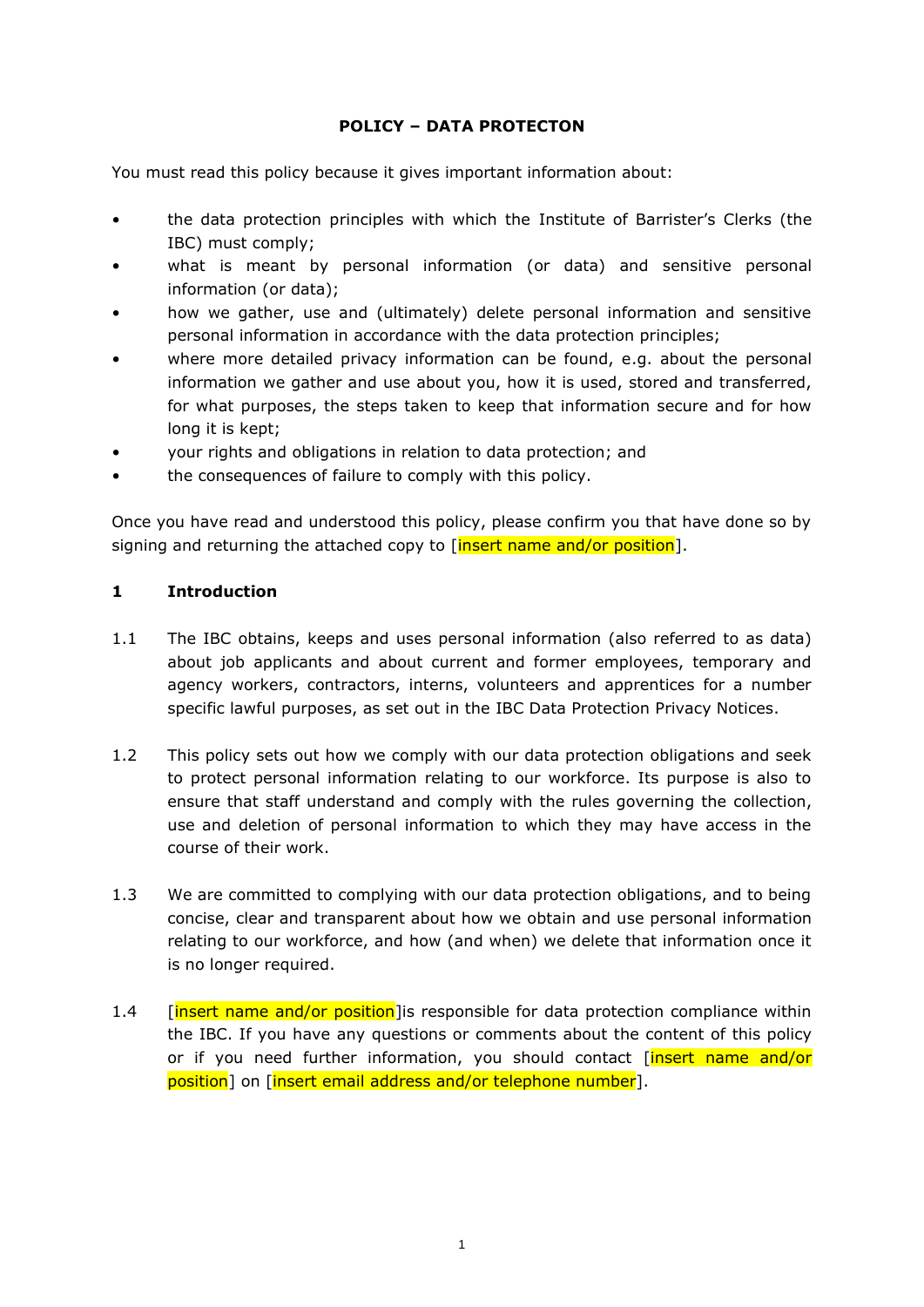**POLICY – DATA PROTECTON**

You must read this policy because it gives important information about:

- the data protection principles with which the Institute of Barrister's Clerks (the IBC) must comply;
- what is meant by personal information (or data) and sensitive personal information (or data);
- how we gather, use and (ultimately) delete personal information and sensitive personal information in accordance with the data protection principles;
- where more detailed privacy information can be found, e.g. about the personal information we gather and use about you, how it is used, stored and transferred, for what purposes, the steps taken to keep that information secure and for how long it is kept;
- your rights and obligations in relation to data protection; and
- the consequences of failure to comply with this policy.

Once you have read and understood this policy, please confirm you that have done so by signing and returning the attached copy to [insert name and/or position].

## 1 Introduction

1.1 The IBC obtains, keeps and uses personal information (also referred to as data) about job applicants and about current and former employees, temporary and agency workers, contractors, interns, volunteers and apprentices for a number specific lawful purposes, as set out in the IBC Data Protection Privacy Notices.

1.2 This policy sets out how we comply with our data protection obligations and seek to protect personal information relating to our workforce. Its purpose is also to ensure that staff understand and comply with the rules governing the collection, use and deletion of personal information to which they may have access in the course of their work.

1.3 We are committed to complying with our data protection obligations, and to being concise, clear and transparent about how we obtain and use personal information relating to our workforce, and how (and when) we delete that information once it is no longer required.

1.4 [insert name and/or position]is responsible for data protection compliance within the IBC. If you have any questions or comments about the content of this policy or if you need further information, you should contact [insert name and/or position] on [insert email address and/or telephone number].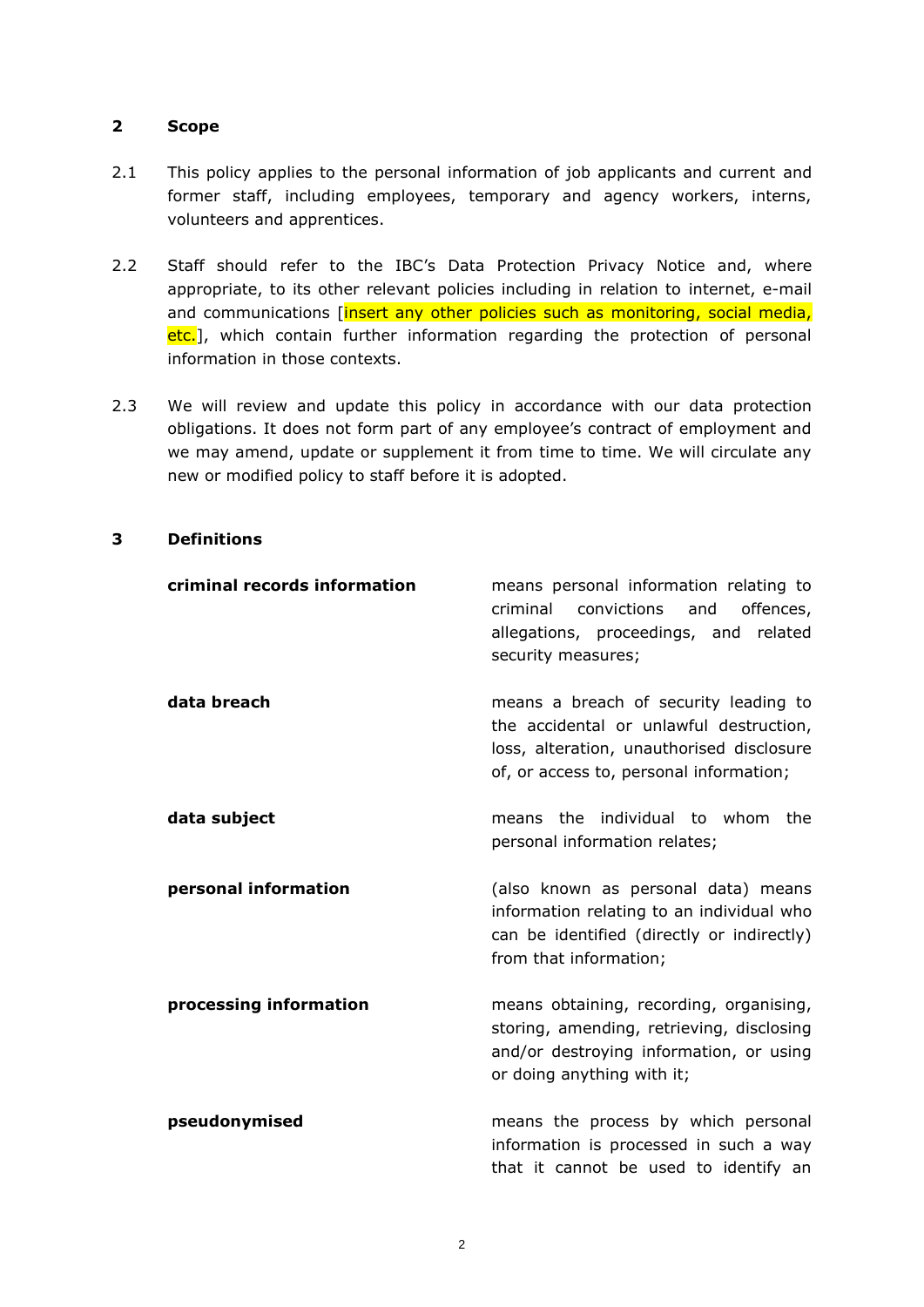## 2 Scope

2.1 This policy applies to the personal information of job applicants and current and former staff, including employees, temporary and agency workers, interns, volunteers and apprentices.

2.2 Staff should refer to the IBC's Data Protection Privacy Notice and, where appropriate, to its other relevant policies including in relation to internet, e-mail and communications [insert any other policies such as monitoring, social media, etc.], which contain further information regarding the protection of personal information in those contexts.

2.3 We will review and update this policy in accordance with our data protection obligations. It does not form part of any employee's contract of employment and we may amend, update or supplement it from time to time. We will circulate any new or modified policy to staff before it is adopted.

## 3 Definitions

| | |
|---|---|
| **criminal records information** | means personal information relating to criminal convictions and offences, allegations, proceedings, and related security measures; |
| **data breach** | means a breach of security leading to the accidental or unlawful destruction, loss, alteration, unauthorised disclosure of, or access to, personal information; |
| **data subject** | means the individual to whom the personal information relates; |
| **personal information** | (also known as personal data) means information relating to an individual who can be identified (directly or indirectly) from that information; |
| **processing information** | means obtaining, recording, organising, storing, amending, retrieving, disclosing and/or destroying information, or using or doing anything with it; |
| **pseudonymised** | means the process by which personal information is processed in such a way that it cannot be used to identify an |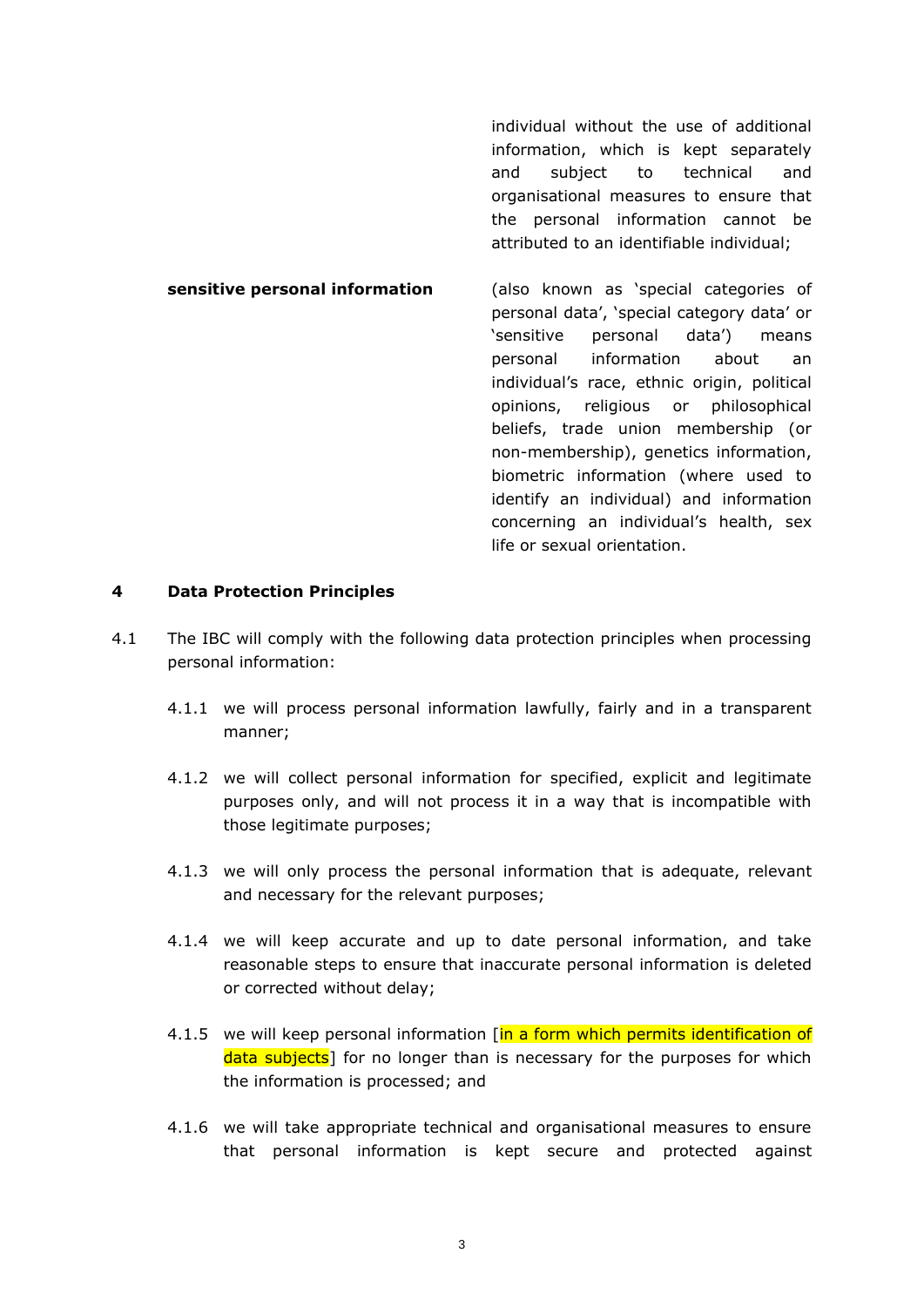individual without the use of additional information, which is kept separately and subject to technical and organisational measures to ensure that the personal information cannot be attributed to an identifiable individual;

**sensitive personal information** (also known as 'special categories of personal data', 'special category data' or 'sensitive personal data') means personal information about an individual's race, ethnic origin, political opinions, religious or philosophical beliefs, trade union membership (or non-membership), genetics information, biometric information (where used to identify an individual) and information concerning an individual's health, sex life or sexual orientation.

## 4 Data Protection Principles

4.1 The IBC will comply with the following data protection principles when processing personal information:

4.1.1 we will process personal information lawfully, fairly and in a transparent manner;

4.1.2 we will collect personal information for specified, explicit and legitimate purposes only, and will not process it in a way that is incompatible with those legitimate purposes;

4.1.3 we will only process the personal information that is adequate, relevant and necessary for the relevant purposes;

4.1.4 we will keep accurate and up to date personal information, and take reasonable steps to ensure that inaccurate personal information is deleted or corrected without delay;

4.1.5 we will keep personal information [in a form which permits identification of data subjects] for no longer than is necessary for the purposes for which the information is processed; and

4.1.6 we will take appropriate technical and organisational measures to ensure that personal information is kept secure and protected against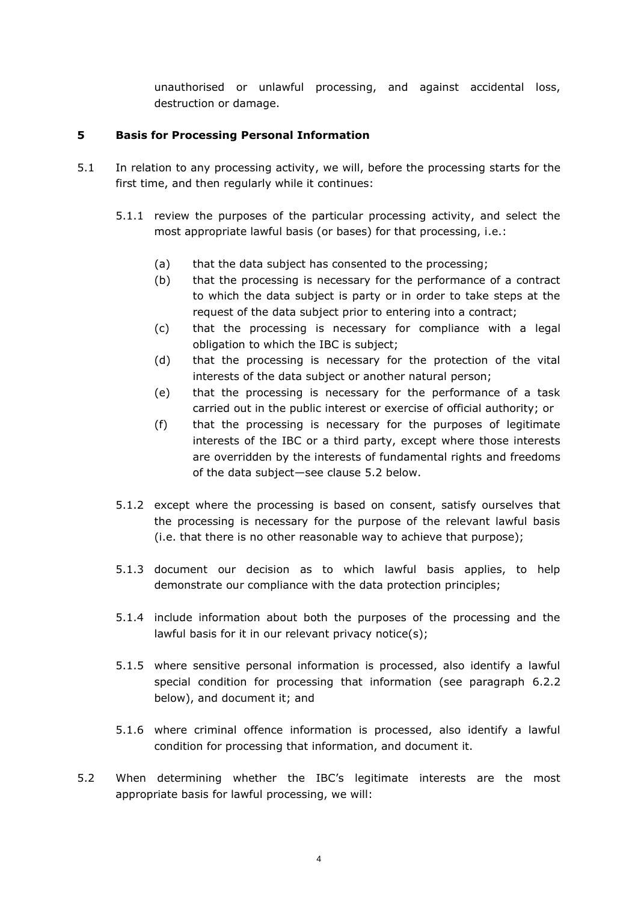unauthorised or unlawful processing, and against accidental loss, destruction or damage.

## 5 Basis for Processing Personal Information

5.1 In relation to any processing activity, we will, before the processing starts for the first time, and then regularly while it continues:

5.1.1 review the purposes of the particular processing activity, and select the most appropriate lawful basis (or bases) for that processing, i.e.:

(a) that the data subject has consented to the processing;

(b) that the processing is necessary for the performance of a contract to which the data subject is party or in order to take steps at the request of the data subject prior to entering into a contract;

(c) that the processing is necessary for compliance with a legal obligation to which the IBC is subject;

(d) that the processing is necessary for the protection of the vital interests of the data subject or another natural person;

(e) that the processing is necessary for the performance of a task carried out in the public interest or exercise of official authority; or

(f) that the processing is necessary for the purposes of legitimate interests of the IBC or a third party, except where those interests are overridden by the interests of fundamental rights and freedoms of the data subject—see clause 5.2 below.

5.1.2 except where the processing is based on consent, satisfy ourselves that the processing is necessary for the purpose of the relevant lawful basis (i.e. that there is no other reasonable way to achieve that purpose);

5.1.3 document our decision as to which lawful basis applies, to help demonstrate our compliance with the data protection principles;

5.1.4 include information about both the purposes of the processing and the lawful basis for it in our relevant privacy notice(s);

5.1.5 where sensitive personal information is processed, also identify a lawful special condition for processing that information (see paragraph 6.2.2 below), and document it; and

5.1.6 where criminal offence information is processed, also identify a lawful condition for processing that information, and document it.

5.2 When determining whether the IBC's legitimate interests are the most appropriate basis for lawful processing, we will: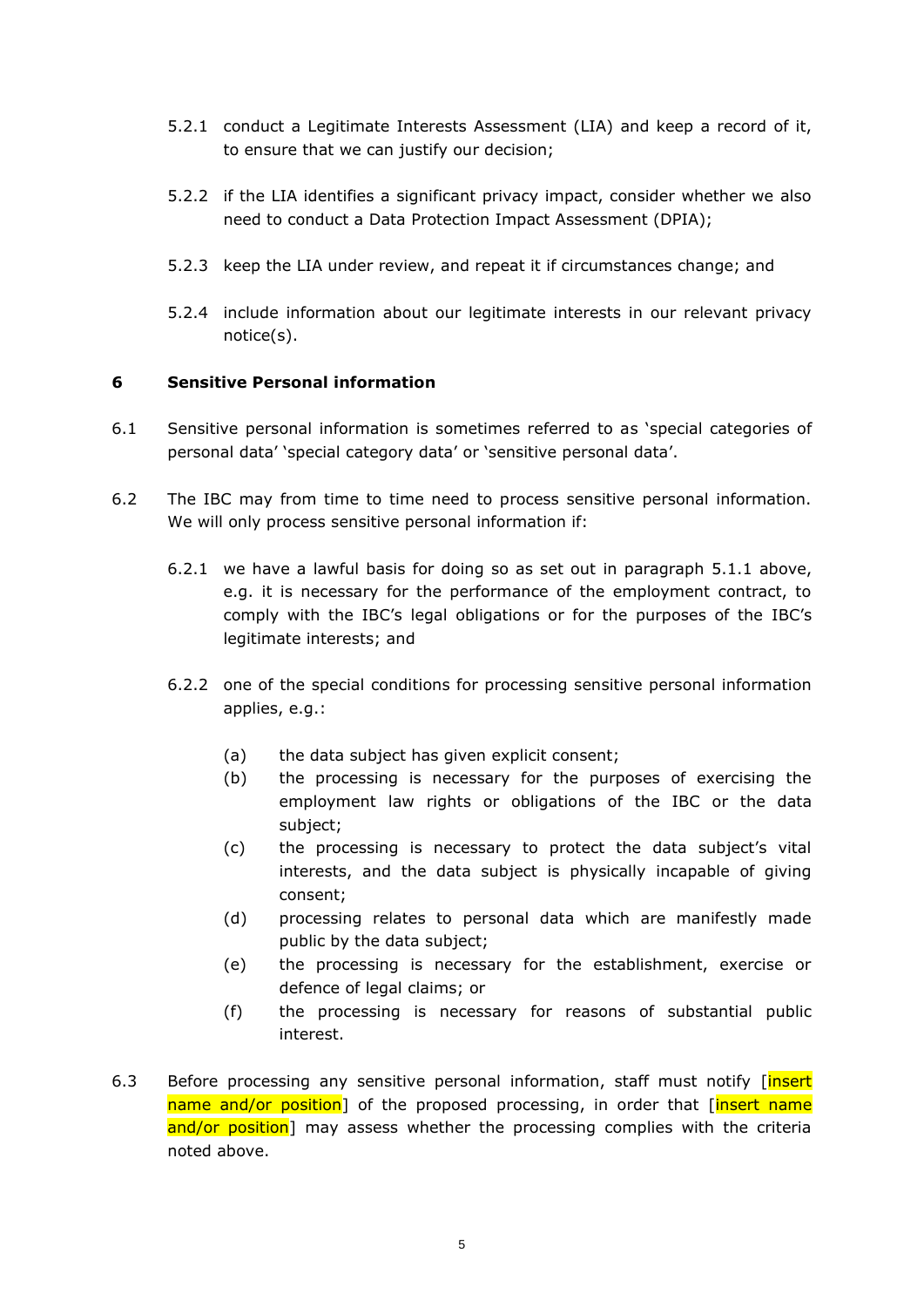5.2.1 conduct a Legitimate Interests Assessment (LIA) and keep a record of it, to ensure that we can justify our decision;

5.2.2 if the LIA identifies a significant privacy impact, consider whether we also need to conduct a Data Protection Impact Assessment (DPIA);

5.2.3 keep the LIA under review, and repeat it if circumstances change; and

5.2.4 include information about our legitimate interests in our relevant privacy notice(s).

## 6 Sensitive Personal information

6.1 Sensitive personal information is sometimes referred to as 'special categories of personal data' 'special category data' or 'sensitive personal data'.

6.2 The IBC may from time to time need to process sensitive personal information. We will only process sensitive personal information if:

6.2.1 we have a lawful basis for doing so as set out in paragraph 5.1.1 above, e.g. it is necessary for the performance of the employment contract, to comply with the IBC's legal obligations or for the purposes of the IBC's legitimate interests; and

6.2.2 one of the special conditions for processing sensitive personal information applies, e.g.:

(a) the data subject has given explicit consent;
(b) the processing is necessary for the purposes of exercising the employment law rights or obligations of the IBC or the data subject;
(c) the processing is necessary to protect the data subject's vital interests, and the data subject is physically incapable of giving consent;
(d) processing relates to personal data which are manifestly made public by the data subject;
(e) the processing is necessary for the establishment, exercise or defence of legal claims; or
(f) the processing is necessary for reasons of substantial public interest.

6.3 Before processing any sensitive personal information, staff must notify [insert name and/or position] of the proposed processing, in order that [insert name and/or position] may assess whether the processing complies with the criteria noted above.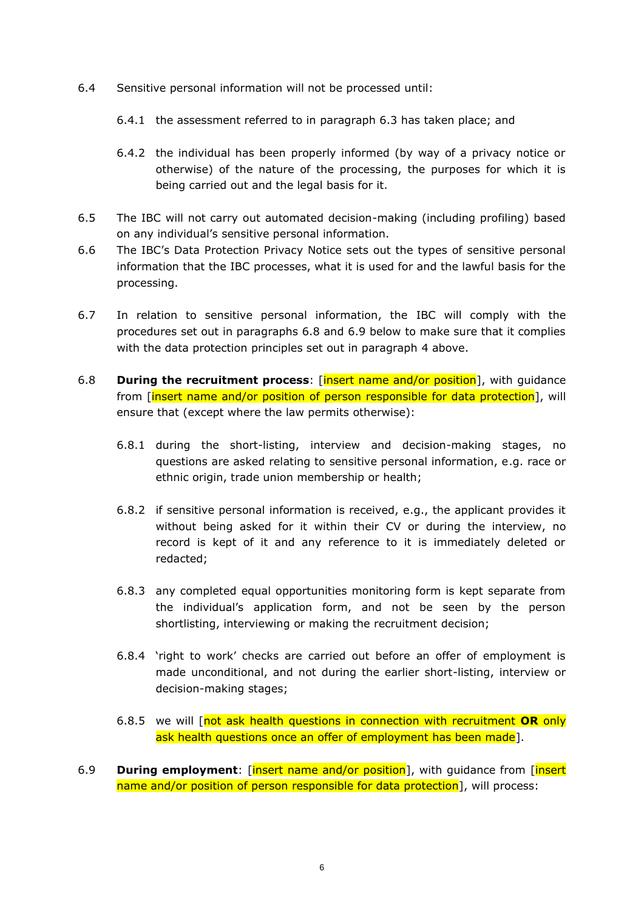6.4 Sensitive personal information will not be processed until:

6.4.1 the assessment referred to in paragraph 6.3 has taken place; and

6.4.2 the individual has been properly informed (by way of a privacy notice or otherwise) of the nature of the processing, the purposes for which it is being carried out and the legal basis for it.

6.5 The IBC will not carry out automated decision-making (including profiling) based on any individual's sensitive personal information.

6.6 The IBC's Data Protection Privacy Notice sets out the types of sensitive personal information that the IBC processes, what it is used for and the lawful basis for the processing.

6.7 In relation to sensitive personal information, the IBC will comply with the procedures set out in paragraphs 6.8 and 6.9 below to make sure that it complies with the data protection principles set out in paragraph 4 above.

6.8 **During the recruitment process**: [insert name and/or position], with guidance from [insert name and/or position of person responsible for data protection], will ensure that (except where the law permits otherwise):

6.8.1 during the short-listing, interview and decision-making stages, no questions are asked relating to sensitive personal information, e.g. race or ethnic origin, trade union membership or health;

6.8.2 if sensitive personal information is received, e.g., the applicant provides it without being asked for it within their CV or during the interview, no record is kept of it and any reference to it is immediately deleted or redacted;

6.8.3 any completed equal opportunities monitoring form is kept separate from the individual's application form, and not be seen by the person shortlisting, interviewing or making the recruitment decision;

6.8.4 'right to work' checks are carried out before an offer of employment is made unconditional, and not during the earlier short-listing, interview or decision-making stages;

6.8.5 we will [not ask health questions in connection with recruitment **OR** only ask health questions once an offer of employment has been made].

6.9 **During employment**: [insert name and/or position], with guidance from [insert name and/or position of person responsible for data protection], will process: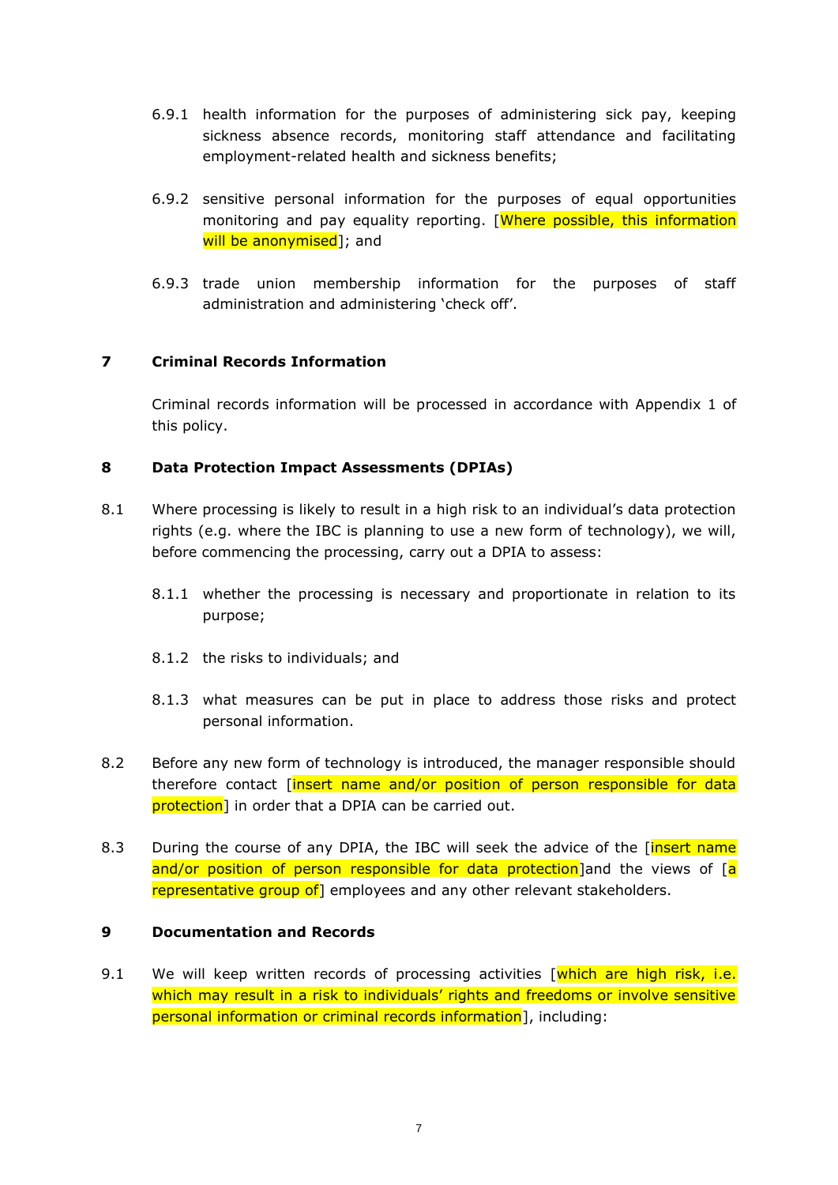6.9.1 health information for the purposes of administering sick pay, keeping sickness absence records, monitoring staff attendance and facilitating employment-related health and sickness benefits;

6.9.2 sensitive personal information for the purposes of equal opportunities monitoring and pay equality reporting. [Where possible, this information will be anonymised]; and

6.9.3 trade union membership information for the purposes of staff administration and administering 'check off'.

## 7 Criminal Records Information

Criminal records information will be processed in accordance with Appendix 1 of this policy.

## 8 Data Protection Impact Assessments (DPIAs)

8.1 Where processing is likely to result in a high risk to an individual's data protection rights (e.g. where the IBC is planning to use a new form of technology), we will, before commencing the processing, carry out a DPIA to assess:

8.1.1 whether the processing is necessary and proportionate in relation to its purpose;

8.1.2 the risks to individuals; and

8.1.3 what measures can be put in place to address those risks and protect personal information.

8.2 Before any new form of technology is introduced, the manager responsible should therefore contact [insert name and/or position of person responsible for data protection] in order that a DPIA can be carried out.

8.3 During the course of any DPIA, the IBC will seek the advice of the [insert name and/or position of person responsible for data protection]and the views of [a representative group of] employees and any other relevant stakeholders.

## 9 Documentation and Records

9.1 We will keep written records of processing activities [which are high risk, i.e. which may result in a risk to individuals' rights and freedoms or involve sensitive personal information or criminal records information], including: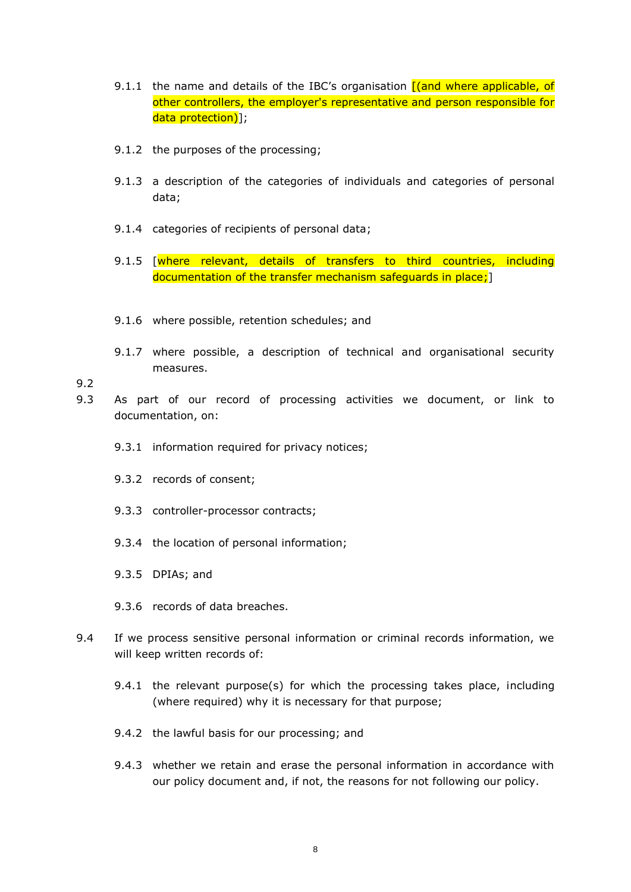9.1.1 the name and details of the IBC's organisation [(and where applicable, of other controllers, the employer's representative and person responsible for data protection)];

9.1.2 the purposes of the processing;

9.1.3 a description of the categories of individuals and categories of personal data;

9.1.4 categories of recipients of personal data;

9.1.5 [where relevant, details of transfers to third countries, including documentation of the transfer mechanism safeguards in place;]

9.1.6 where possible, retention schedules; and

9.1.7 where possible, a description of technical and organisational security measures.

9.2

9.3 As part of our record of processing activities we document, or link to documentation, on:

9.3.1 information required for privacy notices;

9.3.2 records of consent;

9.3.3 controller-processor contracts;

9.3.4 the location of personal information;

9.3.5 DPIAs; and

9.3.6 records of data breaches.

9.4 If we process sensitive personal information or criminal records information, we will keep written records of:

9.4.1 the relevant purpose(s) for which the processing takes place, including (where required) why it is necessary for that purpose;

9.4.2 the lawful basis for our processing; and

9.4.3 whether we retain and erase the personal information in accordance with our policy document and, if not, the reasons for not following our policy.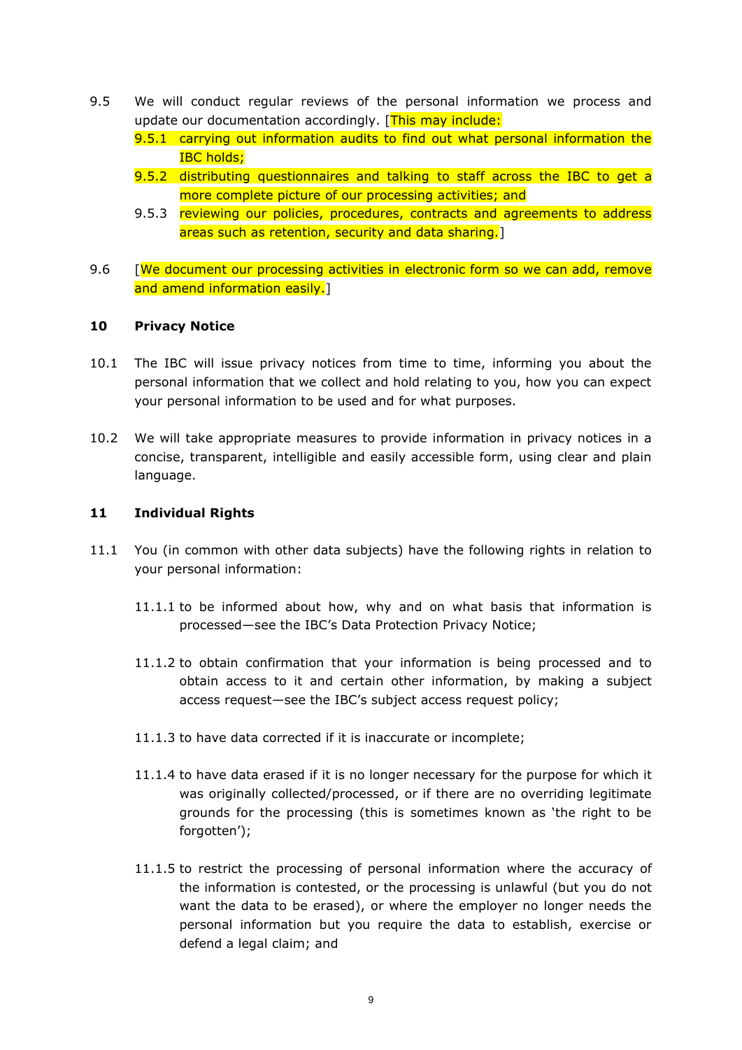9.5 We will conduct regular reviews of the personal information we process and update our documentation accordingly. [This may include:

  9.5.1 carrying out information audits to find out what personal information the IBC holds;

  9.5.2 distributing questionnaires and talking to staff across the IBC to get a more complete picture of our processing activities; and

  9.5.3 reviewing our policies, procedures, contracts and agreements to address areas such as retention, security and data sharing.]

9.6 [We document our processing activities in electronic form so we can add, remove and amend information easily.]

## 10 Privacy Notice

10.1 The IBC will issue privacy notices from time to time, informing you about the personal information that we collect and hold relating to you, how you can expect your personal information to be used and for what purposes.

10.2 We will take appropriate measures to provide information in privacy notices in a concise, transparent, intelligible and easily accessible form, using clear and plain language.

## 11 Individual Rights

11.1 You (in common with other data subjects) have the following rights in relation to your personal information:

  11.1.1 to be informed about how, why and on what basis that information is processed—see the IBC's Data Protection Privacy Notice;

  11.1.2 to obtain confirmation that your information is being processed and to obtain access to it and certain other information, by making a subject access request—see the IBC's subject access request policy;

  11.1.3 to have data corrected if it is inaccurate or incomplete;

  11.1.4 to have data erased if it is no longer necessary for the purpose for which it was originally collected/processed, or if there are no overriding legitimate grounds for the processing (this is sometimes known as 'the right to be forgotten');

  11.1.5 to restrict the processing of personal information where the accuracy of the information is contested, or the processing is unlawful (but you do not want the data to be erased), or where the employer no longer needs the personal information but you require the data to establish, exercise or defend a legal claim; and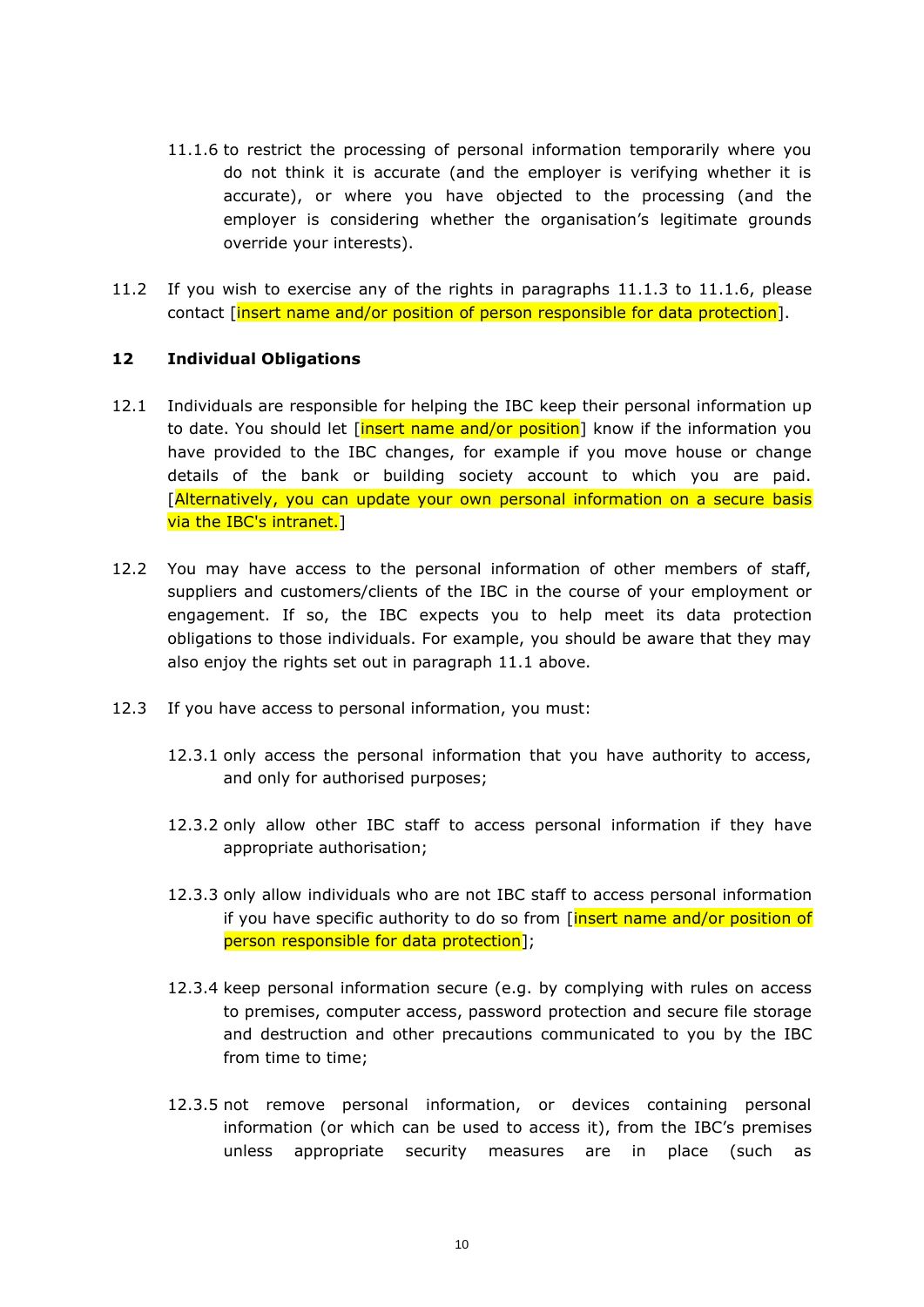11.1.6 to restrict the processing of personal information temporarily where you do not think it is accurate (and the employer is verifying whether it is accurate), or where you have objected to the processing (and the employer is considering whether the organisation's legitimate grounds override your interests).

11.2 If you wish to exercise any of the rights in paragraphs 11.1.3 to 11.1.6, please contact [insert name and/or position of person responsible for data protection].

## 12 Individual Obligations

12.1 Individuals are responsible for helping the IBC keep their personal information up to date. You should let [insert name and/or position] know if the information you have provided to the IBC changes, for example if you move house or change details of the bank or building society account to which you are paid. [Alternatively, you can update your own personal information on a secure basis via the IBC's intranet.]

12.2 You may have access to the personal information of other members of staff, suppliers and customers/clients of the IBC in the course of your employment or engagement. If so, the IBC expects you to help meet its data protection obligations to those individuals. For example, you should be aware that they may also enjoy the rights set out in paragraph 11.1 above.

12.3 If you have access to personal information, you must:

12.3.1 only access the personal information that you have authority to access, and only for authorised purposes;

12.3.2 only allow other IBC staff to access personal information if they have appropriate authorisation;

12.3.3 only allow individuals who are not IBC staff to access personal information if you have specific authority to do so from [insert name and/or position of person responsible for data protection];

12.3.4 keep personal information secure (e.g. by complying with rules on access to premises, computer access, password protection and secure file storage and destruction and other precautions communicated to you by the IBC from time to time;

12.3.5 not remove personal information, or devices containing personal information (or which can be used to access it), from the IBC's premises unless appropriate security measures are in place (such as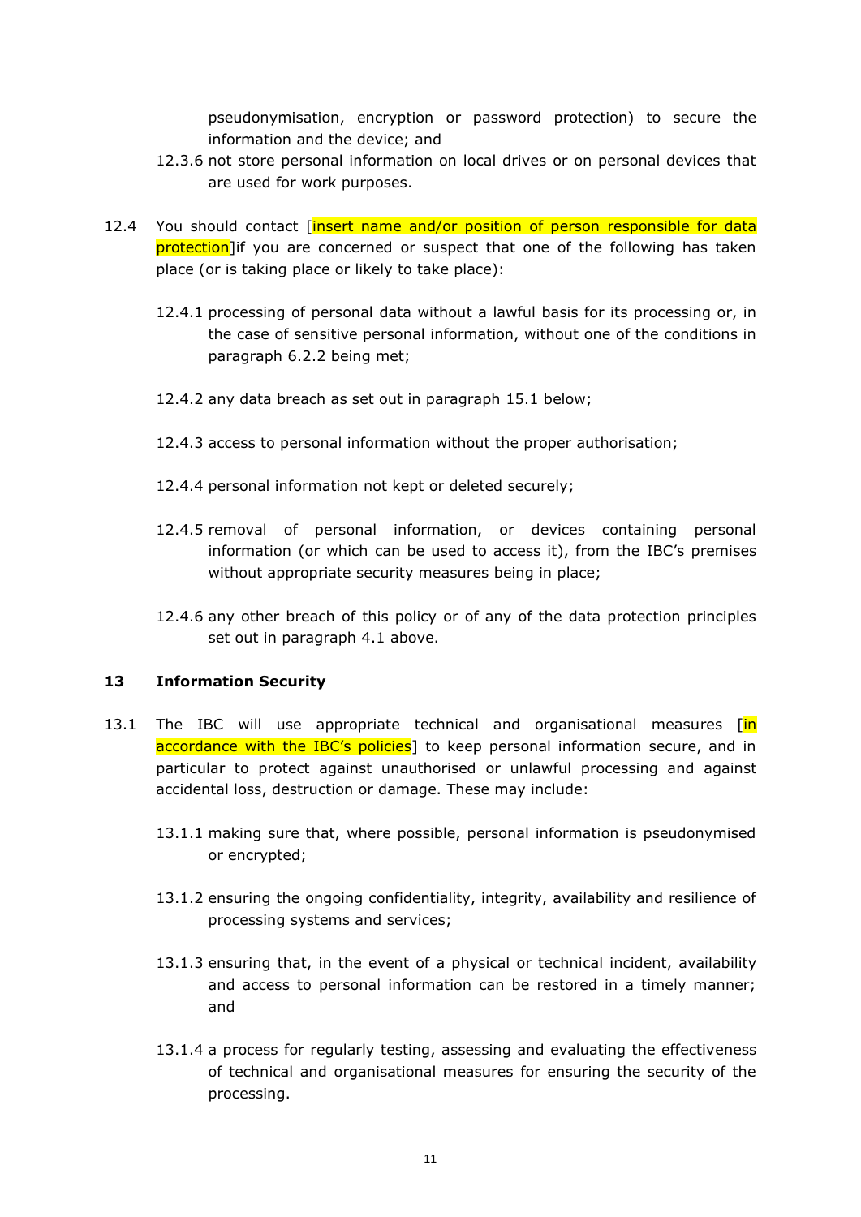pseudonymisation, encryption or password protection) to secure the information and the device; and

12.3.6 not store personal information on local drives or on personal devices that are used for work purposes.

12.4 You should contact [insert name and/or position of person responsible for data protection]if you are concerned or suspect that one of the following has taken place (or is taking place or likely to take place):

12.4.1 processing of personal data without a lawful basis for its processing or, in the case of sensitive personal information, without one of the conditions in paragraph 6.2.2 being met;

12.4.2 any data breach as set out in paragraph 15.1 below;

12.4.3 access to personal information without the proper authorisation;

12.4.4 personal information not kept or deleted securely;

12.4.5 removal of personal information, or devices containing personal information (or which can be used to access it), from the IBC's premises without appropriate security measures being in place;

12.4.6 any other breach of this policy or of any of the data protection principles set out in paragraph 4.1 above.

## 13 Information Security

13.1 The IBC will use appropriate technical and organisational measures [in accordance with the IBC's policies] to keep personal information secure, and in particular to protect against unauthorised or unlawful processing and against accidental loss, destruction or damage. These may include:

13.1.1 making sure that, where possible, personal information is pseudonymised or encrypted;

13.1.2 ensuring the ongoing confidentiality, integrity, availability and resilience of processing systems and services;

13.1.3 ensuring that, in the event of a physical or technical incident, availability and access to personal information can be restored in a timely manner; and

13.1.4 a process for regularly testing, assessing and evaluating the effectiveness of technical and organisational measures for ensuring the security of the processing.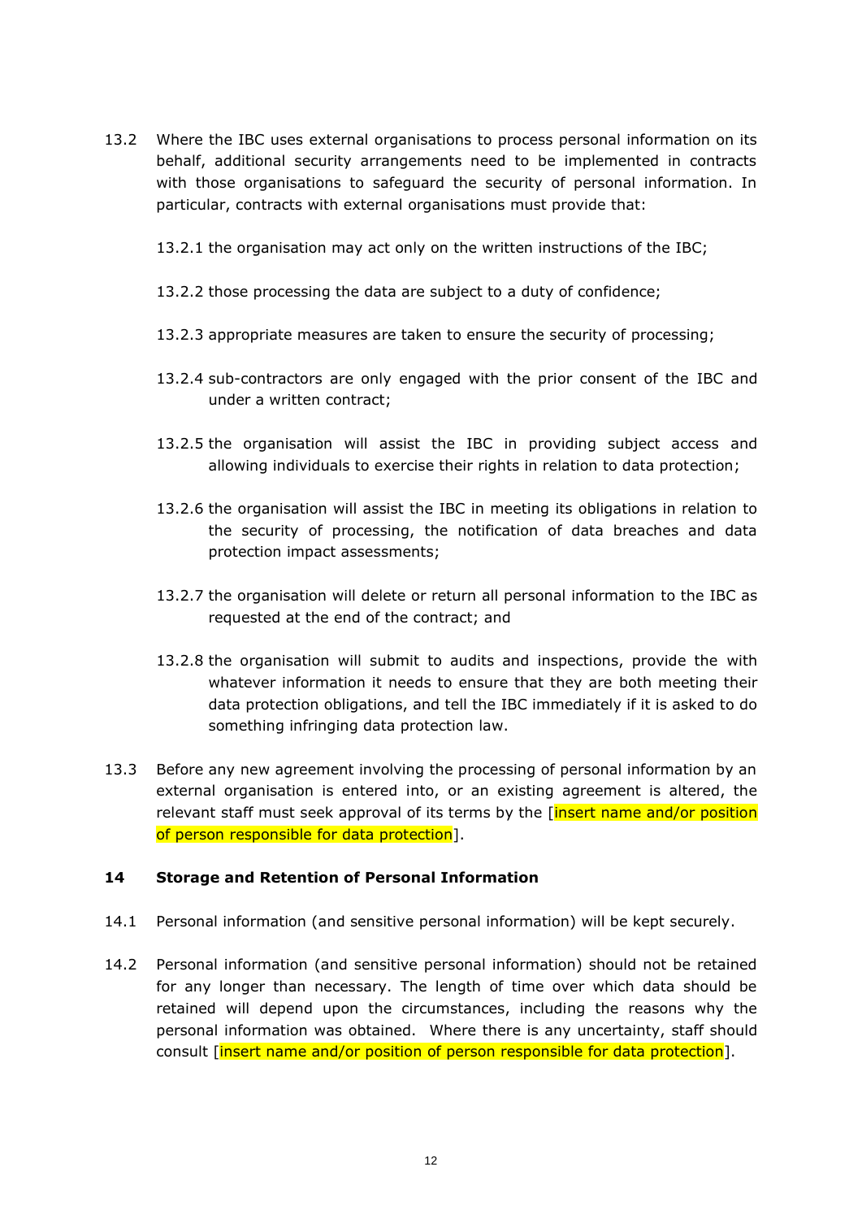13.2 Where the IBC uses external organisations to process personal information on its behalf, additional security arrangements need to be implemented in contracts with those organisations to safeguard the security of personal information. In particular, contracts with external organisations must provide that:

13.2.1 the organisation may act only on the written instructions of the IBC;

13.2.2 those processing the data are subject to a duty of confidence;

13.2.3 appropriate measures are taken to ensure the security of processing;

13.2.4 sub-contractors are only engaged with the prior consent of the IBC and under a written contract;

13.2.5 the organisation will assist the IBC in providing subject access and allowing individuals to exercise their rights in relation to data protection;

13.2.6 the organisation will assist the IBC in meeting its obligations in relation to the security of processing, the notification of data breaches and data protection impact assessments;

13.2.7 the organisation will delete or return all personal information to the IBC as requested at the end of the contract; and

13.2.8 the organisation will submit to audits and inspections, provide the with whatever information it needs to ensure that they are both meeting their data protection obligations, and tell the IBC immediately if it is asked to do something infringing data protection law.

13.3 Before any new agreement involving the processing of personal information by an external organisation is entered into, or an existing agreement is altered, the relevant staff must seek approval of its terms by the [insert name and/or position of person responsible for data protection].

## 14 Storage and Retention of Personal Information

14.1 Personal information (and sensitive personal information) will be kept securely.

14.2 Personal information (and sensitive personal information) should not be retained for any longer than necessary. The length of time over which data should be retained will depend upon the circumstances, including the reasons why the personal information was obtained. Where there is any uncertainty, staff should consult [insert name and/or position of person responsible for data protection].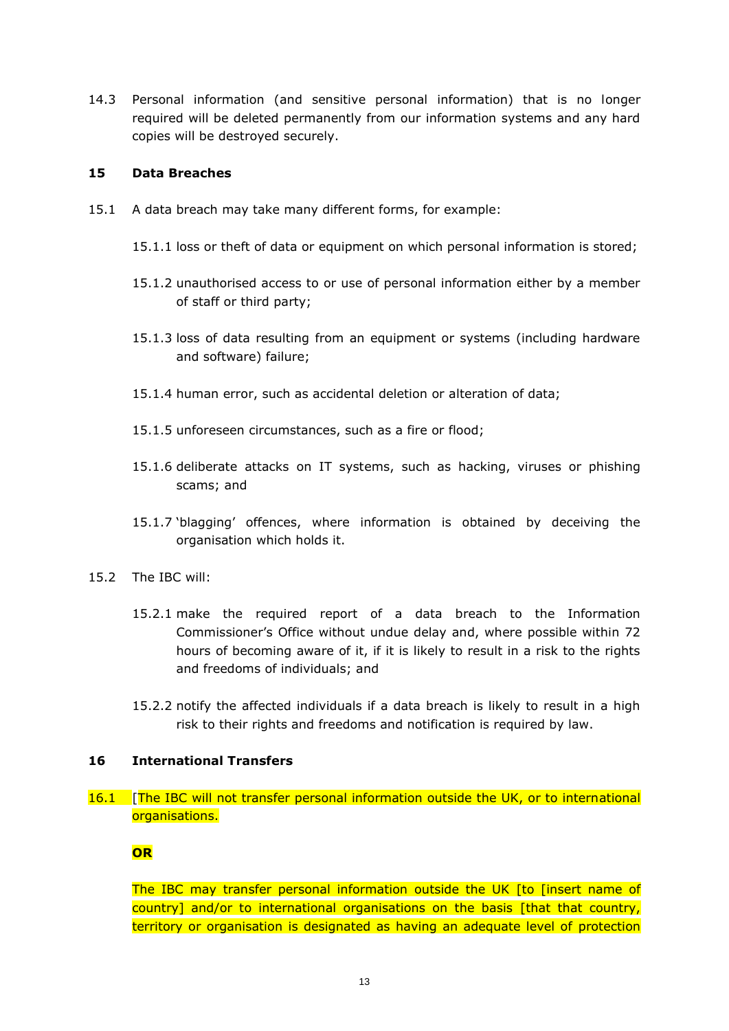14.3 Personal information (and sensitive personal information) that is no longer required will be deleted permanently from our information systems and any hard copies will be destroyed securely.

## 15 Data Breaches

15.1 A data breach may take many different forms, for example:

15.1.1 loss or theft of data or equipment on which personal information is stored;

15.1.2 unauthorised access to or use of personal information either by a member of staff or third party;

15.1.3 loss of data resulting from an equipment or systems (including hardware and software) failure;

15.1.4 human error, such as accidental deletion or alteration of data;

15.1.5 unforeseen circumstances, such as a fire or flood;

15.1.6 deliberate attacks on IT systems, such as hacking, viruses or phishing scams; and

15.1.7 'blagging' offences, where information is obtained by deceiving the organisation which holds it.

15.2 The IBC will:

15.2.1 make the required report of a data breach to the Information Commissioner's Office without undue delay and, where possible within 72 hours of becoming aware of it, if it is likely to result in a risk to the rights and freedoms of individuals; and

15.2.2 notify the affected individuals if a data breach is likely to result in a high risk to their rights and freedoms and notification is required by law.

## 16 International Transfers

16.1 [The IBC will not transfer personal information outside the UK, or to international organisations.

**OR**

The IBC may transfer personal information outside the UK [to [insert name of country] and/or to international organisations on the basis [that that country, territory or organisation is designated as having an adequate level of protection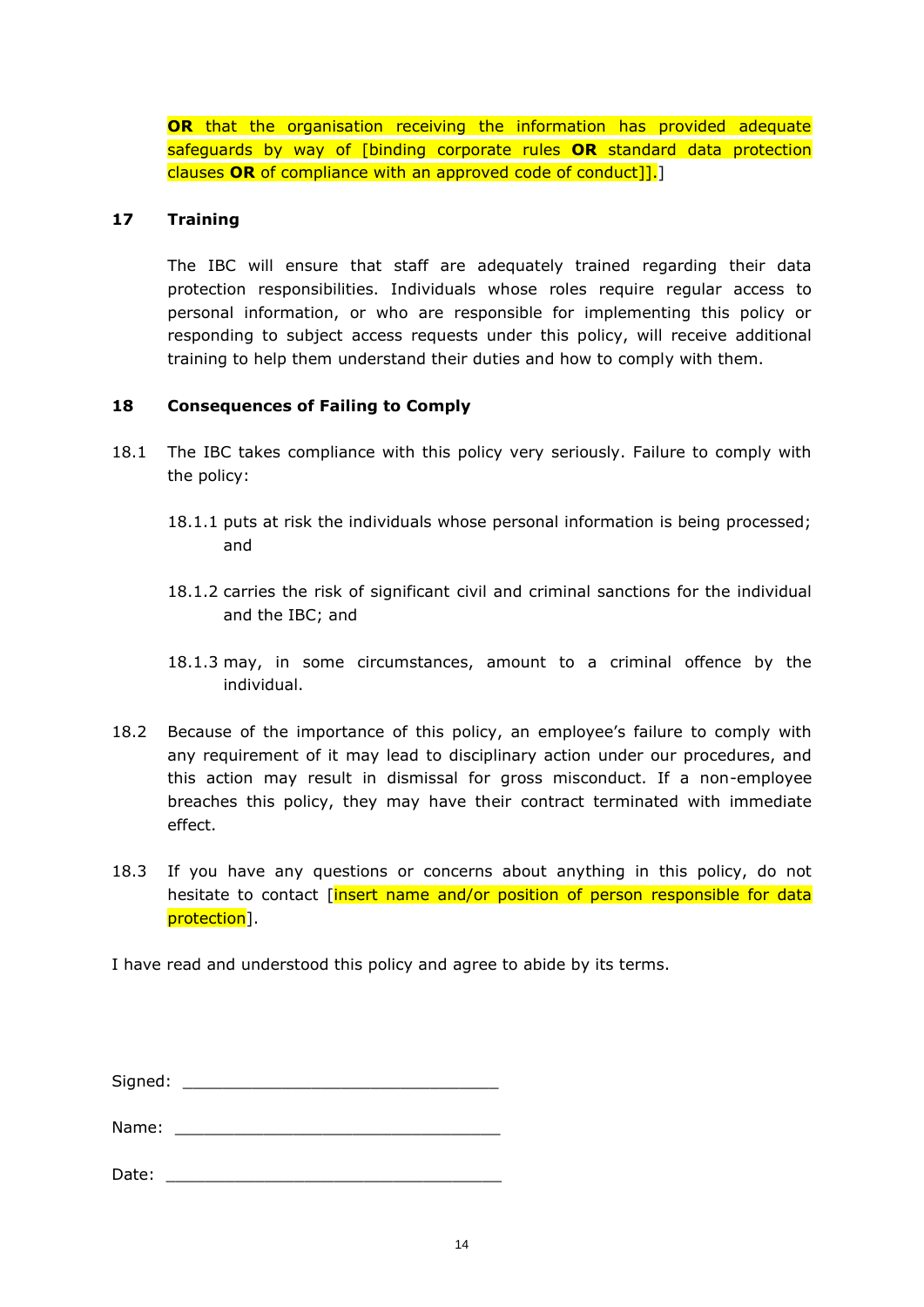**OR** that the organisation receiving the information has provided adequate safeguards by way of [binding corporate rules **OR** standard data protection clauses **OR** of compliance with an approved code of conduct]].]

## 17 Training

The IBC will ensure that staff are adequately trained regarding their data protection responsibilities. Individuals whose roles require regular access to personal information, or who are responsible for implementing this policy or responding to subject access requests under this policy, will receive additional training to help them understand their duties and how to comply with them.

## 18 Consequences of Failing to Comply

18.1 The IBC takes compliance with this policy very seriously. Failure to comply with the policy:

18.1.1 puts at risk the individuals whose personal information is being processed; and

18.1.2 carries the risk of significant civil and criminal sanctions for the individual and the IBC; and

18.1.3 may, in some circumstances, amount to a criminal offence by the individual.

18.2 Because of the importance of this policy, an employee's failure to comply with any requirement of it may lead to disciplinary action under our procedures, and this action may result in dismissal for gross misconduct. If a non-employee breaches this policy, they may have their contract terminated with immediate effect.

18.3 If you have any questions or concerns about anything in this policy, do not hesitate to contact [insert name and/or position of person responsible for data protection].

I have read and understood this policy and agree to abide by its terms.

Signed: ________________________________

Name: ________________________________

Date: ________________________________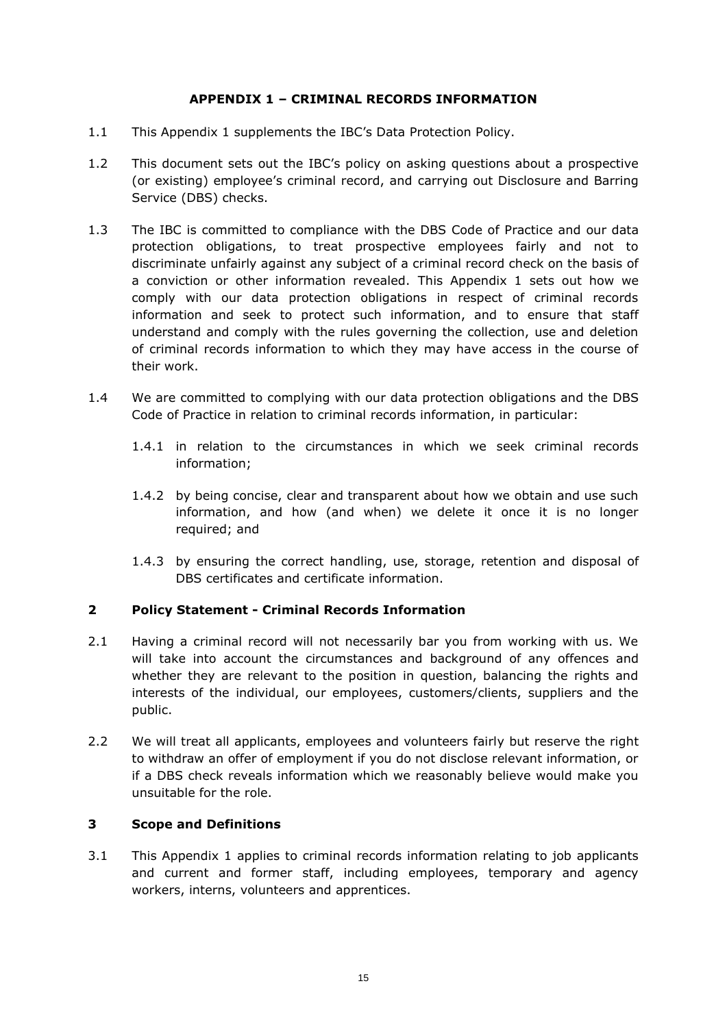## APPENDIX 1 – CRIMINAL RECORDS INFORMATION

1.1 This Appendix 1 supplements the IBC's Data Protection Policy.

1.2 This document sets out the IBC's policy on asking questions about a prospective (or existing) employee's criminal record, and carrying out Disclosure and Barring Service (DBS) checks.

1.3 The IBC is committed to compliance with the DBS Code of Practice and our data protection obligations, to treat prospective employees fairly and not to discriminate unfairly against any subject of a criminal record check on the basis of a conviction or other information revealed. This Appendix 1 sets out how we comply with our data protection obligations in respect of criminal records information and seek to protect such information, and to ensure that staff understand and comply with the rules governing the collection, use and deletion of criminal records information to which they may have access in the course of their work.

1.4 We are committed to complying with our data protection obligations and the DBS Code of Practice in relation to criminal records information, in particular:

1.4.1 in relation to the circumstances in which we seek criminal records information;

1.4.2 by being concise, clear and transparent about how we obtain and use such information, and how (and when) we delete it once it is no longer required; and

1.4.3 by ensuring the correct handling, use, storage, retention and disposal of DBS certificates and certificate information.

### 2 Policy Statement - Criminal Records Information

2.1 Having a criminal record will not necessarily bar you from working with us. We will take into account the circumstances and background of any offences and whether they are relevant to the position in question, balancing the rights and interests of the individual, our employees, customers/clients, suppliers and the public.

2.2 We will treat all applicants, employees and volunteers fairly but reserve the right to withdraw an offer of employment if you do not disclose relevant information, or if a DBS check reveals information which we reasonably believe would make you unsuitable for the role.

### 3 Scope and Definitions

3.1 This Appendix 1 applies to criminal records information relating to job applicants and current and former staff, including employees, temporary and agency workers, interns, volunteers and apprentices.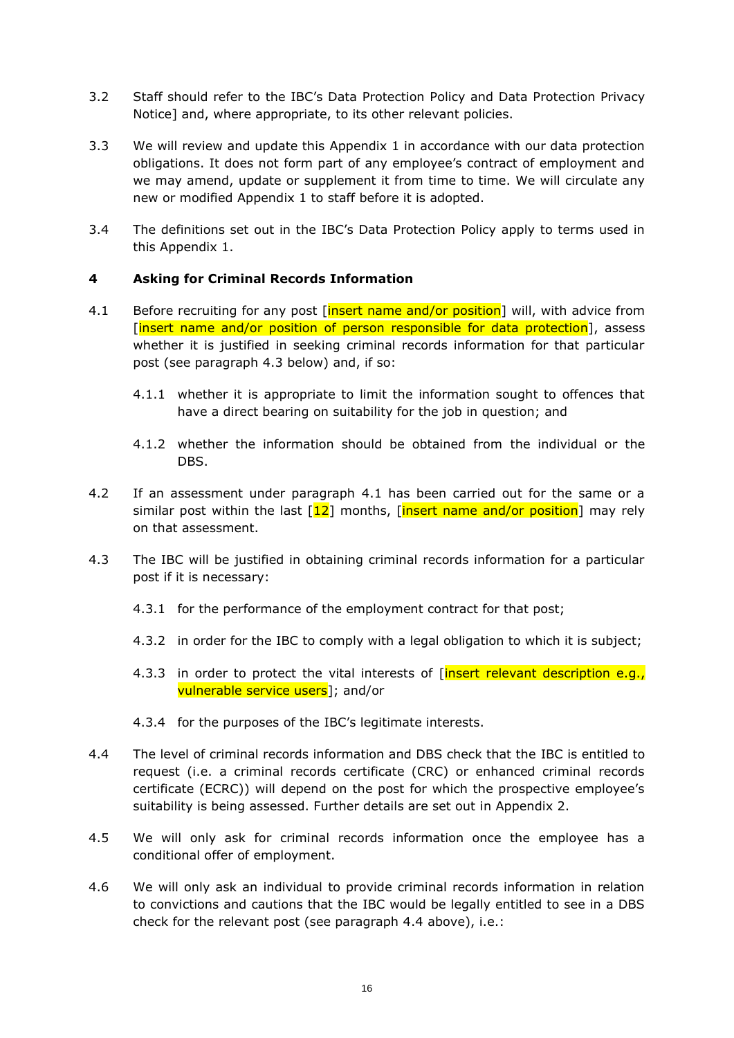3.2 Staff should refer to the IBC's Data Protection Policy and Data Protection Privacy Notice] and, where appropriate, to its other relevant policies.

3.3 We will review and update this Appendix 1 in accordance with our data protection obligations. It does not form part of any employee's contract of employment and we may amend, update or supplement it from time to time. We will circulate any new or modified Appendix 1 to staff before it is adopted.

3.4 The definitions set out in the IBC's Data Protection Policy apply to terms used in this Appendix 1.

**4 Asking for Criminal Records Information**

4.1 Before recruiting for any post [insert name and/or position] will, with advice from [insert name and/or position of person responsible for data protection], assess whether it is justified in seeking criminal records information for that particular post (see paragraph 4.3 below) and, if so:

4.1.1 whether it is appropriate to limit the information sought to offences that have a direct bearing on suitability for the job in question; and

4.1.2 whether the information should be obtained from the individual or the DBS.

4.2 If an assessment under paragraph 4.1 has been carried out for the same or a similar post within the last [12] months, [insert name and/or position] may rely on that assessment.

4.3 The IBC will be justified in obtaining criminal records information for a particular post if it is necessary:

4.3.1 for the performance of the employment contract for that post;

4.3.2 in order for the IBC to comply with a legal obligation to which it is subject;

4.3.3 in order to protect the vital interests of [insert relevant description e.g., vulnerable service users]; and/or

4.3.4 for the purposes of the IBC's legitimate interests.

4.4 The level of criminal records information and DBS check that the IBC is entitled to request (i.e. a criminal records certificate (CRC) or enhanced criminal records certificate (ECRC)) will depend on the post for which the prospective employee's suitability is being assessed. Further details are set out in Appendix 2.

4.5 We will only ask for criminal records information once the employee has a conditional offer of employment.

4.6 We will only ask an individual to provide criminal records information in relation to convictions and cautions that the IBC would be legally entitled to see in a DBS check for the relevant post (see paragraph 4.4 above), i.e.: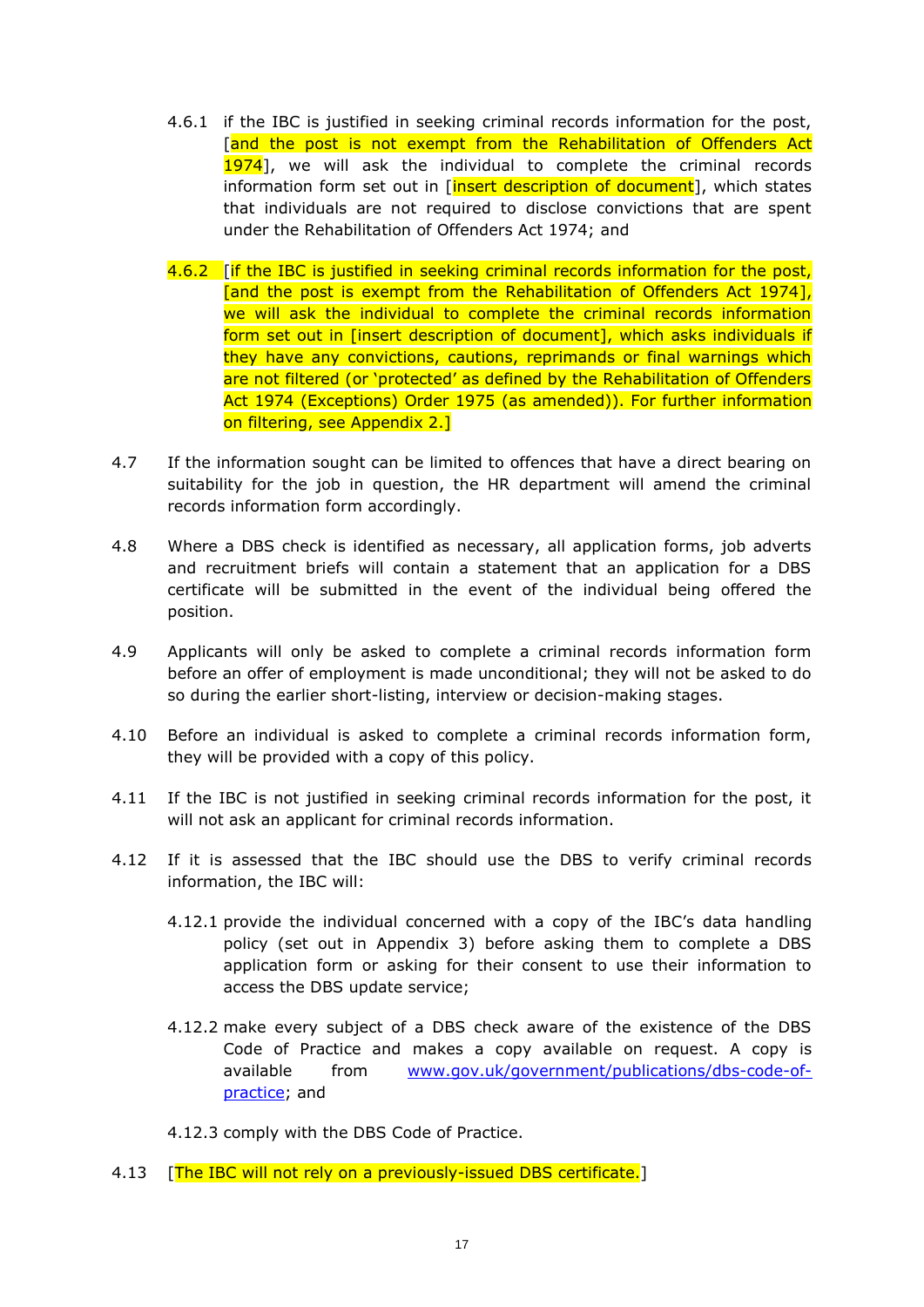4.6.1 if the IBC is justified in seeking criminal records information for the post, [and the post is not exempt from the Rehabilitation of Offenders Act 1974], we will ask the individual to complete the criminal records information form set out in [insert description of document], which states that individuals are not required to disclose convictions that are spent under the Rehabilitation of Offenders Act 1974; and

4.6.2 [if the IBC is justified in seeking criminal records information for the post, [and the post is exempt from the Rehabilitation of Offenders Act 1974], we will ask the individual to complete the criminal records information form set out in [insert description of document], which asks individuals if they have any convictions, cautions, reprimands or final warnings which are not filtered (or 'protected' as defined by the Rehabilitation of Offenders Act 1974 (Exceptions) Order 1975 (as amended)). For further information on filtering, see Appendix 2.]

4.7 If the information sought can be limited to offences that have a direct bearing on suitability for the job in question, the HR department will amend the criminal records information form accordingly.

4.8 Where a DBS check is identified as necessary, all application forms, job adverts and recruitment briefs will contain a statement that an application for a DBS certificate will be submitted in the event of the individual being offered the position.

4.9 Applicants will only be asked to complete a criminal records information form before an offer of employment is made unconditional; they will not be asked to do so during the earlier short-listing, interview or decision-making stages.

4.10 Before an individual is asked to complete a criminal records information form, they will be provided with a copy of this policy.

4.11 If the IBC is not justified in seeking criminal records information for the post, it will not ask an applicant for criminal records information.

4.12 If it is assessed that the IBC should use the DBS to verify criminal records information, the IBC will:

4.12.1 provide the individual concerned with a copy of the IBC's data handling policy (set out in Appendix 3) before asking them to complete a DBS application form or asking for their consent to use their information to access the DBS update service;

4.12.2 make every subject of a DBS check aware of the existence of the DBS Code of Practice and makes a copy available on request. A copy is available from www.gov.uk/government/publications/dbs-code-of-practice; and

4.12.3 comply with the DBS Code of Practice.

4.13 [The IBC will not rely on a previously-issued DBS certificate.]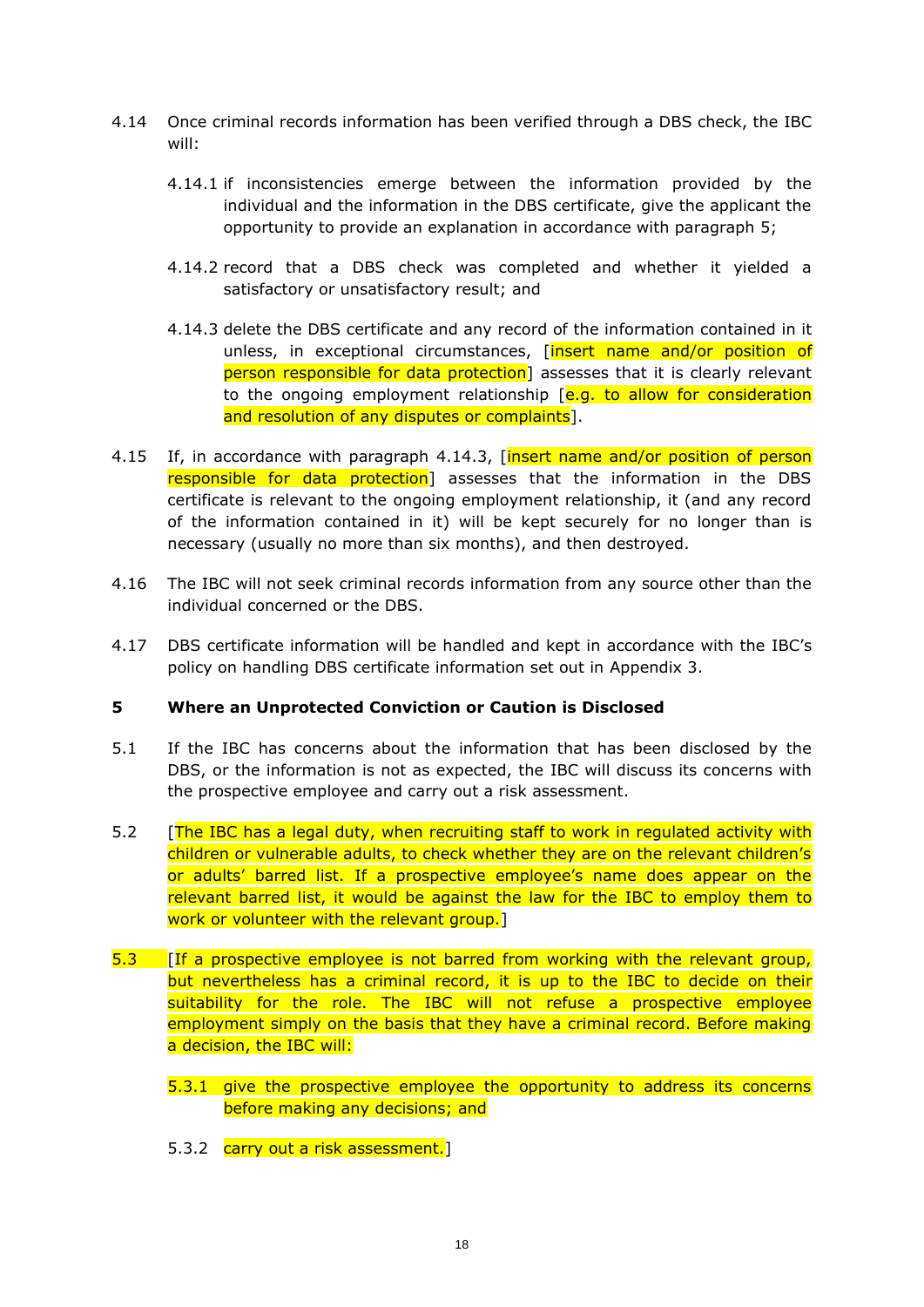4.14 Once criminal records information has been verified through a DBS check, the IBC will:

4.14.1 if inconsistencies emerge between the information provided by the individual and the information in the DBS certificate, give the applicant the opportunity to provide an explanation in accordance with paragraph 5;

4.14.2 record that a DBS check was completed and whether it yielded a satisfactory or unsatisfactory result; and

4.14.3 delete the DBS certificate and any record of the information contained in it unless, in exceptional circumstances, [insert name and/or position of person responsible for data protection] assesses that it is clearly relevant to the ongoing employment relationship [e.g. to allow for consideration and resolution of any disputes or complaints].

4.15 If, in accordance with paragraph 4.14.3, [insert name and/or position of person responsible for data protection] assesses that the information in the DBS certificate is relevant to the ongoing employment relationship, it (and any record of the information contained in it) will be kept securely for no longer than is necessary (usually no more than six months), and then destroyed.

4.16 The IBC will not seek criminal records information from any source other than the individual concerned or the DBS.

4.17 DBS certificate information will be handled and kept in accordance with the IBC's policy on handling DBS certificate information set out in Appendix 3.

## 5 Where an Unprotected Conviction or Caution is Disclosed

5.1 If the IBC has concerns about the information that has been disclosed by the DBS, or the information is not as expected, the IBC will discuss its concerns with the prospective employee and carry out a risk assessment.

5.2 [The IBC has a legal duty, when recruiting staff to work in regulated activity with children or vulnerable adults, to check whether they are on the relevant children's or adults' barred list. If a prospective employee's name does appear on the relevant barred list, it would be against the law for the IBC to employ them to work or volunteer with the relevant group.]

5.3 [If a prospective employee is not barred from working with the relevant group, but nevertheless has a criminal record, it is up to the IBC to decide on their suitability for the role. The IBC will not refuse a prospective employee employment simply on the basis that they have a criminal record. Before making a decision, the IBC will:

5.3.1 give the prospective employee the opportunity to address its concerns before making any decisions; and

5.3.2 carry out a risk assessment.]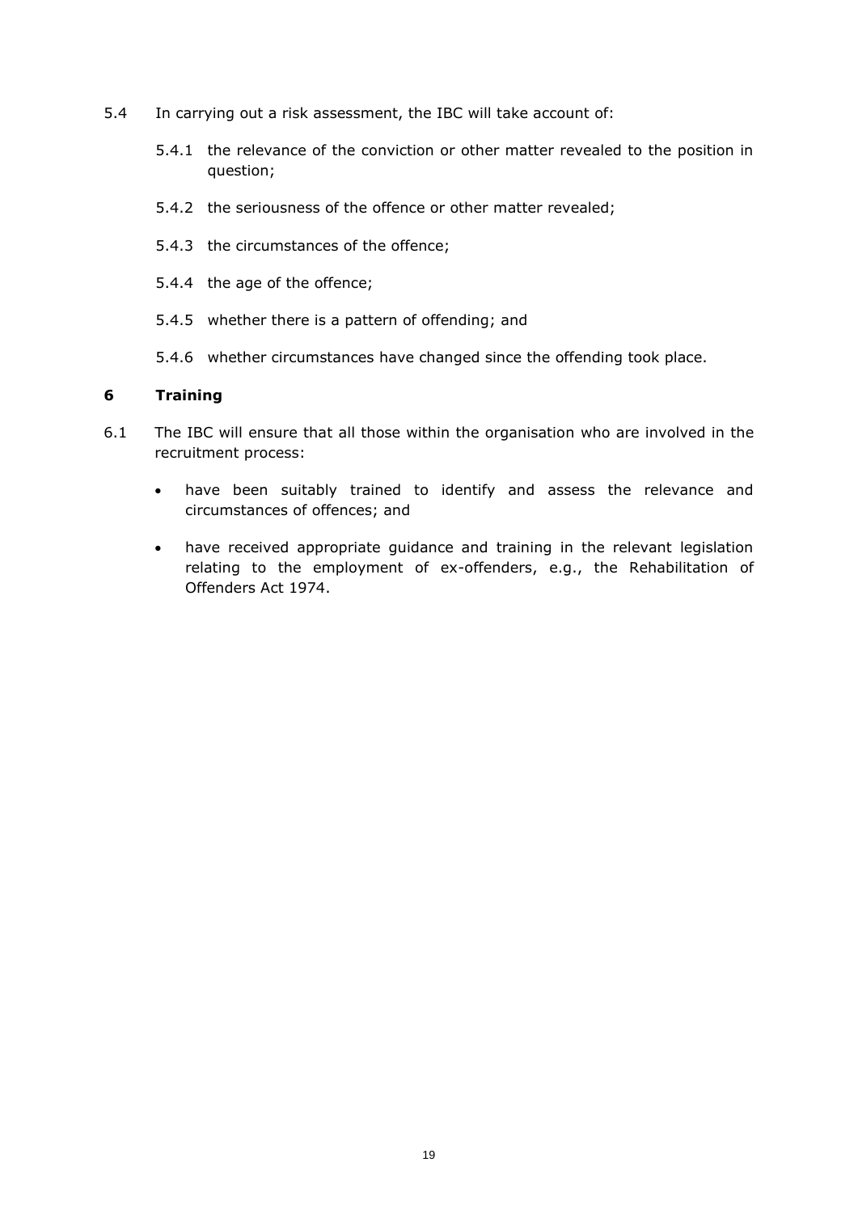5.4 In carrying out a risk assessment, the IBC will take account of:

5.4.1 the relevance of the conviction or other matter revealed to the position in question;

5.4.2 the seriousness of the offence or other matter revealed;

5.4.3 the circumstances of the offence;

5.4.4 the age of the offence;

5.4.5 whether there is a pattern of offending; and

5.4.6 whether circumstances have changed since the offending took place.

## 6 Training

6.1 The IBC will ensure that all those within the organisation who are involved in the recruitment process:

- have been suitably trained to identify and assess the relevance and circumstances of offences; and
- have received appropriate guidance and training in the relevant legislation relating to the employment of ex-offenders, e.g., the Rehabilitation of Offenders Act 1974.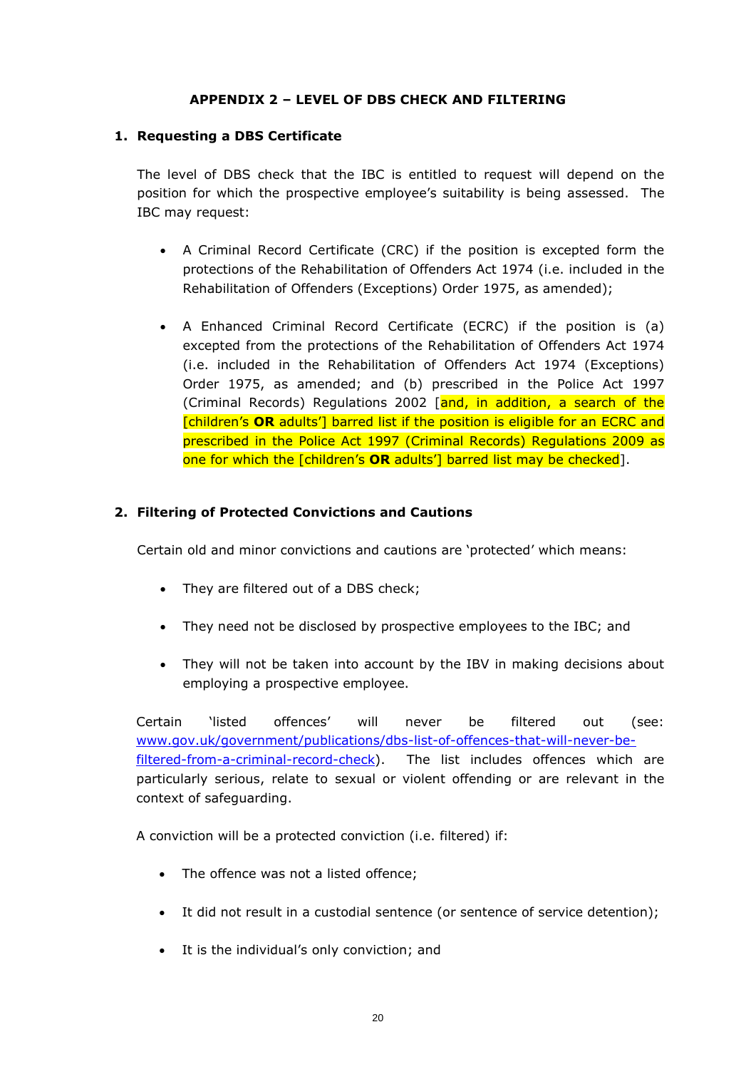# APPENDIX 2 – LEVEL OF DBS CHECK AND FILTERING

## 1. Requesting a DBS Certificate

The level of DBS check that the IBC is entitled to request will depend on the position for which the prospective employee's suitability is being assessed. The IBC may request:

- A Criminal Record Certificate (CRC) if the position is excepted form the protections of the Rehabilitation of Offenders Act 1974 (i.e. included in the Rehabilitation of Offenders (Exceptions) Order 1975, as amended);

- A Enhanced Criminal Record Certificate (ECRC) if the position is (a) excepted from the protections of the Rehabilitation of Offenders Act 1974 (i.e. included in the Rehabilitation of Offenders Act 1974 (Exceptions) Order 1975, as amended; and (b) prescribed in the Police Act 1997 (Criminal Records) Regulations 2002 [and, in addition, a search of the [children's **OR** adults'] barred list if the position is eligible for an ECRC and prescribed in the Police Act 1997 (Criminal Records) Regulations 2009 as one for which the [children's **OR** adults'] barred list may be checked].

## 2. Filtering of Protected Convictions and Cautions

Certain old and minor convictions and cautions are 'protected' which means:

- They are filtered out of a DBS check;

- They need not be disclosed by prospective employees to the IBC; and

- They will not be taken into account by the IBV in making decisions about employing a prospective employee.

Certain 'listed offences' will never be filtered out (see: [www.gov.uk/government/publications/dbs-list-of-offences-that-will-never-be-filtered-from-a-criminal-record-check](www.gov.uk/government/publications/dbs-list-of-offences-that-will-never-be-filtered-from-a-criminal-record-check)). The list includes offences which are particularly serious, relate to sexual or violent offending or are relevant in the context of safeguarding.

A conviction will be a protected conviction (i.e. filtered) if:

- The offence was not a listed offence;

- It did not result in a custodial sentence (or sentence of service detention);

- It is the individual's only conviction; and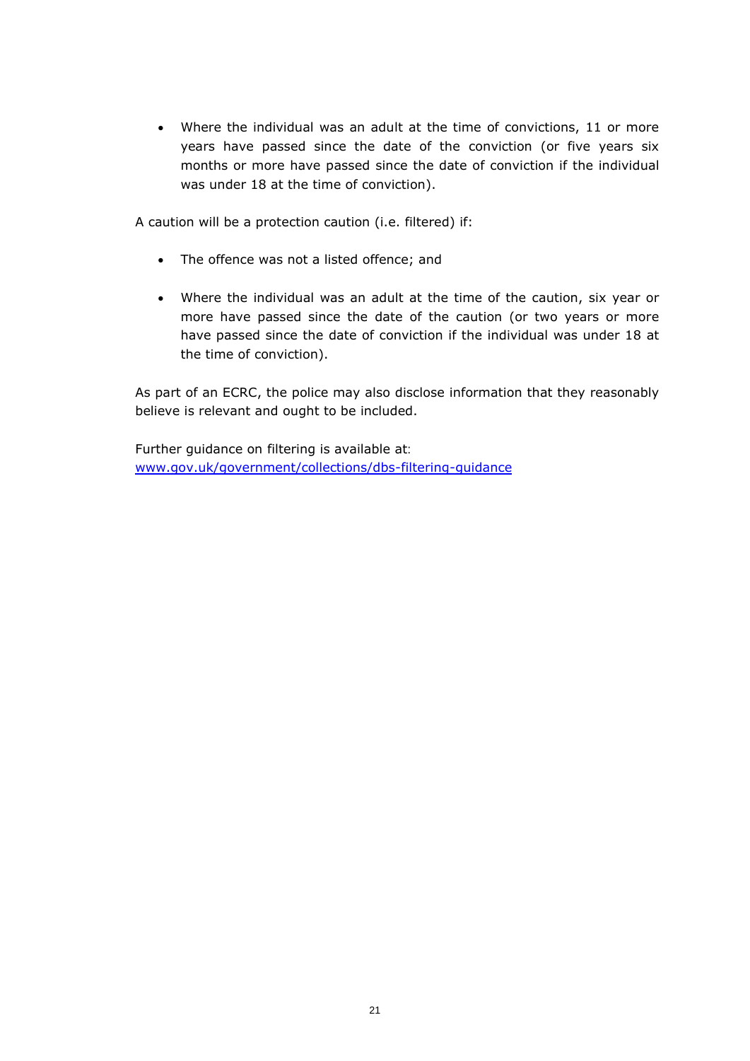- Where the individual was an adult at the time of convictions, 11 or more years have passed since the date of the conviction (or five years six months or more have passed since the date of conviction if the individual was under 18 at the time of conviction).

A caution will be a protection caution (i.e. filtered) if:

- The offence was not a listed offence; and
- Where the individual was an adult at the time of the caution, six year or more have passed since the date of the caution (or two years or more have passed since the date of conviction if the individual was under 18 at the time of conviction).

As part of an ECRC, the police may also disclose information that they reasonably believe is relevant and ought to be included.

Further guidance on filtering is available at:
[www.gov.uk/government/collections/dbs-filtering-guidance](http://www.gov.uk/government/collections/dbs-filtering-guidance)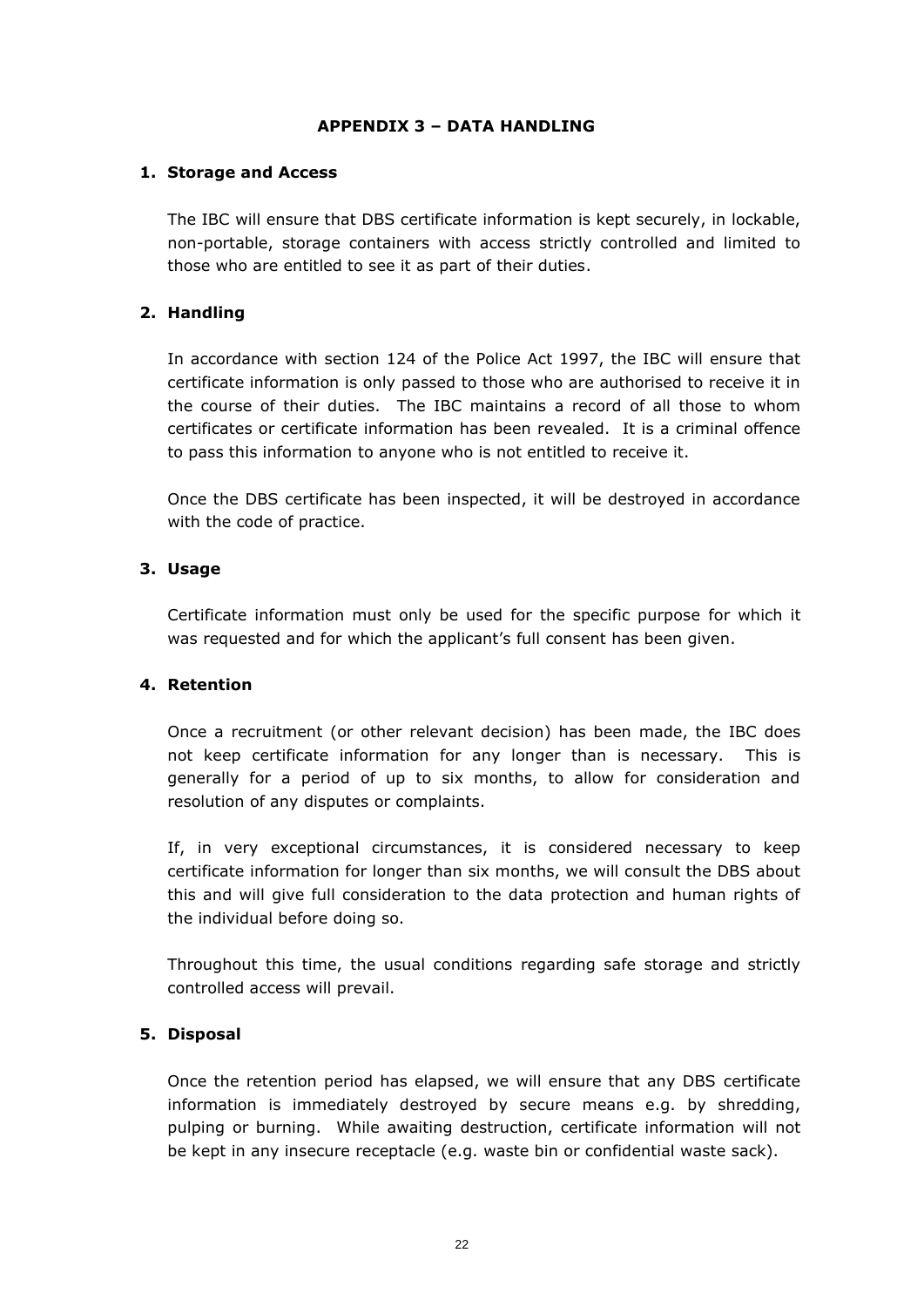# APPENDIX 3 – DATA HANDLING

## 1. Storage and Access

The IBC will ensure that DBS certificate information is kept securely, in lockable, non-portable, storage containers with access strictly controlled and limited to those who are entitled to see it as part of their duties.

## 2. Handling

In accordance with section 124 of the Police Act 1997, the IBC will ensure that certificate information is only passed to those who are authorised to receive it in the course of their duties. The IBC maintains a record of all those to whom certificates or certificate information has been revealed. It is a criminal offence to pass this information to anyone who is not entitled to receive it.

Once the DBS certificate has been inspected, it will be destroyed in accordance with the code of practice.

## 3. Usage

Certificate information must only be used for the specific purpose for which it was requested and for which the applicant's full consent has been given.

## 4. Retention

Once a recruitment (or other relevant decision) has been made, the IBC does not keep certificate information for any longer than is necessary. This is generally for a period of up to six months, to allow for consideration and resolution of any disputes or complaints.

If, in very exceptional circumstances, it is considered necessary to keep certificate information for longer than six months, we will consult the DBS about this and will give full consideration to the data protection and human rights of the individual before doing so.

Throughout this time, the usual conditions regarding safe storage and strictly controlled access will prevail.

## 5. Disposal

Once the retention period has elapsed, we will ensure that any DBS certificate information is immediately destroyed by secure means e.g. by shredding, pulping or burning. While awaiting destruction, certificate information will not be kept in any insecure receptacle (e.g. waste bin or confidential waste sack).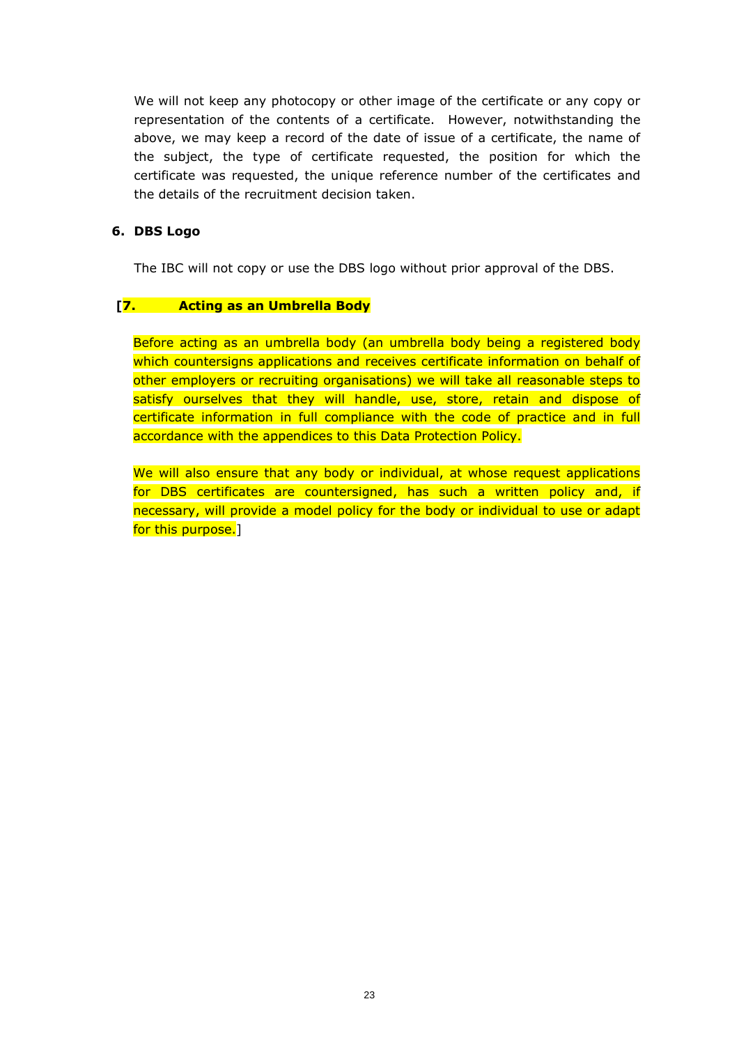We will not keep any photocopy or other image of the certificate or any copy or representation of the contents of a certificate. However, notwithstanding the above, we may keep a record of the date of issue of a certificate, the name of the subject, the type of certificate requested, the position for which the certificate was requested, the unique reference number of the certificates and the details of the recruitment decision taken.

### 6. DBS Logo

The IBC will not copy or use the DBS logo without prior approval of the DBS.

### [7. Acting as an Umbrella Body

Before acting as an umbrella body (an umbrella body being a registered body which countersigns applications and receives certificate information on behalf of other employers or recruiting organisations) we will take all reasonable steps to satisfy ourselves that they will handle, use, store, retain and dispose of certificate information in full compliance with the code of practice and in full accordance with the appendices to this Data Protection Policy.

We will also ensure that any body or individual, at whose request applications for DBS certificates are countersigned, has such a written policy and, if necessary, will provide a model policy for the body or individual to use or adapt for this purpose.]